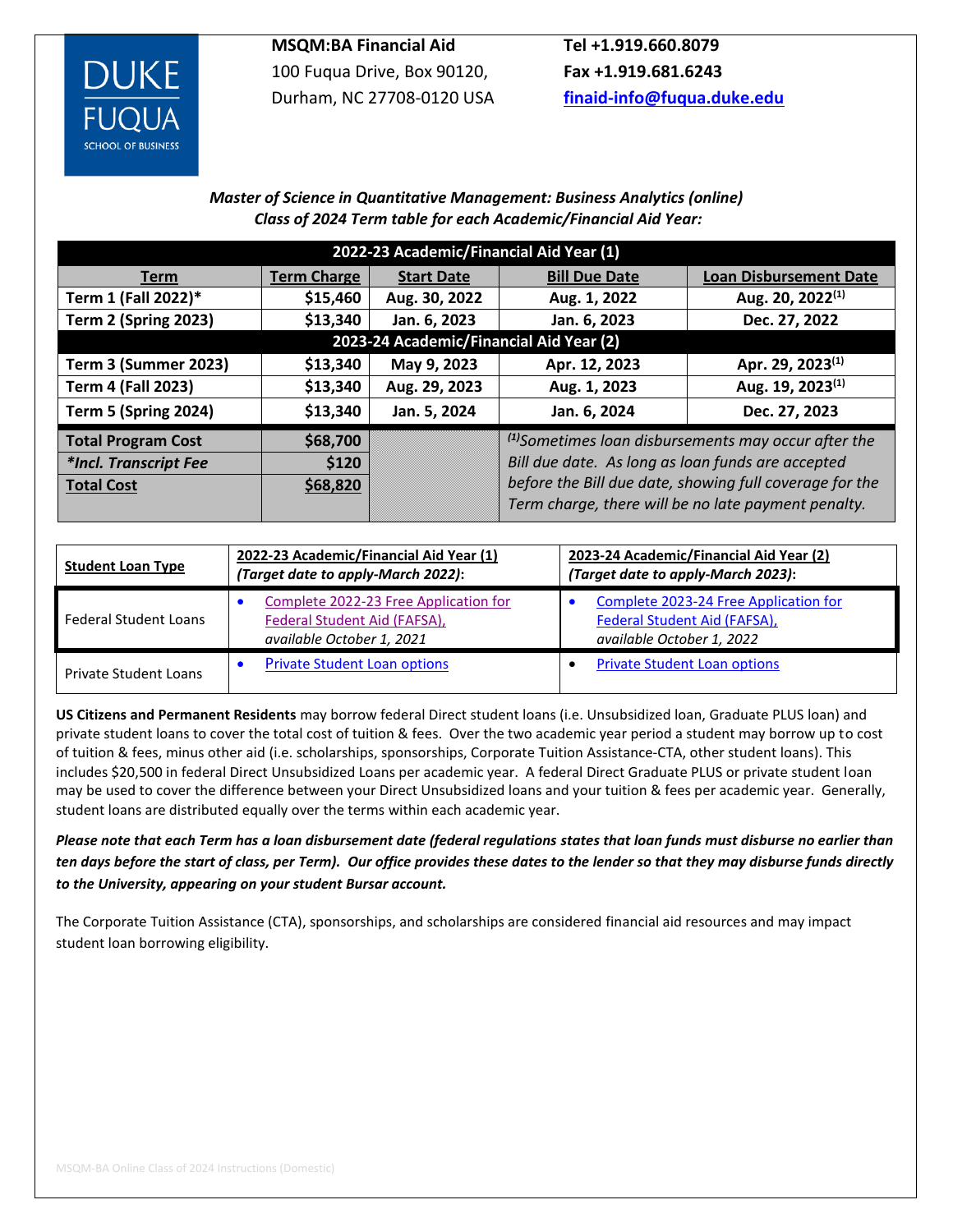**MSQM:BA Financial Aid**
100 Fuqua Drive, Box 90120,
Durham, NC 27708-0120 USA

**Tel +1.919.660.8079**
**Fax +1.919.681.6243**
**finaid-info@fuqua.duke.edu**

***Master of Science in Quantitative Management: Business Analytics (online)***
***Class of 2024 Term table for each Academic/Financial Aid Year:***

| Term | Term Charge | Start Date | Bill Due Date | Loan Disbursement Date |
|---|---|---|---|---|
| **2022-23 Academic/Financial Aid Year (1)** | | | | |
| **Term 1 (Fall 2022)*** | **$15,460** | **Aug. 30, 2022** | **Aug. 1, 2022** | **Aug. 20, 2022[(1)]** |
| **Term 2 (Spring 2023)** | **$13,340** | **Jan. 6, 2023** | **Jan. 6, 2023** | **Dec. 27, 2022** |
| **2023-24 Academic/Financial Aid Year (2)** | | | | |
| **Term 3 (Summer 2023)** | **$13,340** | **May 9, 2023** | **Apr. 12, 2023** | **Apr. 29, 2023[(1)]** |
| **Term 4 (Fall 2023)** | **$13,340** | **Aug. 29, 2023** | **Aug. 1, 2023** | **Aug. 19, 2023[(1)]** |
| **Term 5 (Spring 2024)** | **$13,340** | **Jan. 5, 2024** | **Jan. 6, 2024** | **Dec. 27, 2023** |
| **Total Program Cost** | **$68,700** | | *[(1)]Sometimes loan disbursements may occur after the Bill due date. As long as loan funds are accepted before the Bill due date, showing full coverage for the Term charge, there will be no late payment penalty.* | |
| ***\*Incl. Transcript Fee*** | **$120** | | | |
| **Total Cost** | **$68,820** | | | |

| Student Loan Type | 2022-23 Academic/Financial Aid Year (1) *(Target date to apply-March 2022)*: | 2023-24 Academic/Financial Aid Year (2) *(Target date to apply-March 2023)*: |
|---|---|---|
| Federal Student Loans | • Complete 2022-23 Free Application for Federal Student Aid (FAFSA), *available October 1, 2021* | • Complete 2023-24 Free Application for Federal Student Aid (FAFSA), *available October 1, 2022* |
| Private Student Loans | • Private Student Loan options | • Private Student Loan options |

**US Citizens and Permanent Residents** may borrow federal Direct student loans (i.e. Unsubsidized loan, Graduate PLUS loan) and private student loans to cover the total cost of tuition & fees. Over the two academic year period a student may borrow up to cost of tuition & fees, minus other aid (i.e. scholarships, sponsorships, Corporate Tuition Assistance-CTA, other student loans). This includes $20,500 in federal Direct Unsubsidized Loans per academic year. A federal Direct Graduate PLUS or private student loan may be used to cover the difference between your Direct Unsubsidized loans and your tuition & fees per academic year. Generally, student loans are distributed equally over the terms within each academic year.

***Please note that each Term has a loan disbursement date (federal regulations states that loan funds must disburse no earlier than ten days before the start of class, per Term). Our office provides these dates to the lender so that they may disburse funds directly to the University, appearing on your student Bursar account.***

The Corporate Tuition Assistance (CTA), sponsorships, and scholarships are considered financial aid resources and may impact student loan borrowing eligibility.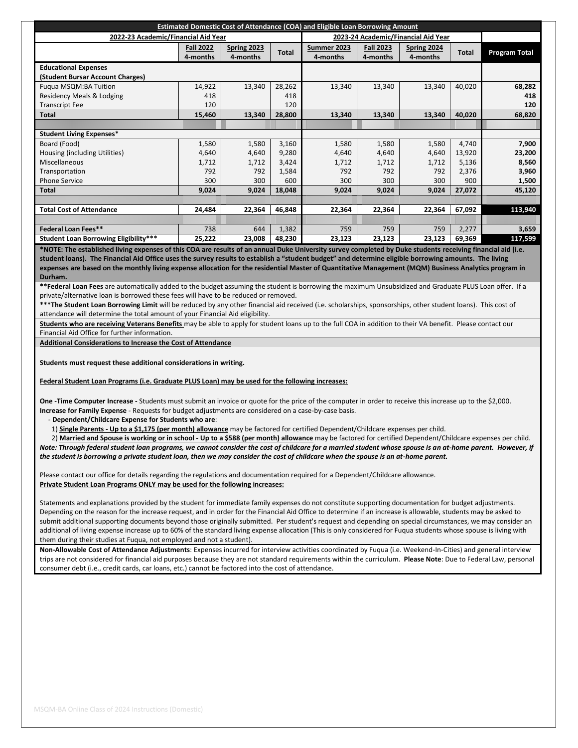| Estimated Domestic Cost of Attendance (COA) and Eligible Loan Borrowing Amount | | | | | | | | |
|---|---|---|---|---|---|---|---|---|
| **2022-23 Academic/Financial Aid Year** | | | | **2023-24 Academic/Financial Aid Year** | | | | |
| | **Fall 2022 4-months** | **Spring 2023 4-months** | **Total** | **Summer 2023 4-months** | **Fall 2023 4-months** | **Spring 2024 4-months** | **Total** | **Program Total** |
| **Educational Expenses (Student Bursar Account Charges)** | | | | | | | | |
| Fuqua MSQM:BA Tuition | 14,922 | 13,340 | 28,262 | 13,340 | 13,340 | 13,340 | 40,020 | **68,282** |
| Residency Meals & Lodging | 418 | | 418 | | | | | **418** |
| Transcript Fee | 120 | | 120 | | | | | **120** |
| **Total** | **15,460** | **13,340** | **28,800** | **13,340** | **13,340** | **13,340** | **40,020** | **68,820** |
| **Student Living Expenses*** | | | | | | | | |
| Board (Food) | 1,580 | 1,580 | 3,160 | 1,580 | 1,580 | 1,580 | 4,740 | **7,900** |
| Housing (including Utilities) | 4,640 | 4,640 | 9,280 | 4,640 | 4,640 | 4,640 | 13,920 | **23,200** |
| Miscellaneous | 1,712 | 1,712 | 3,424 | 1,712 | 1,712 | 1,712 | 5,136 | **8,560** |
| Transportation | 792 | 792 | 1,584 | 792 | 792 | 792 | 2,376 | **3,960** |
| Phone Service | 300 | 300 | 600 | 300 | 300 | 300 | 900 | **1,500** |
| **Total** | **9,024** | **9,024** | **18,048** | **9,024** | **9,024** | **9,024** | **27,072** | **45,120** |
| **Total Cost of Attendance** | **24,484** | **22,364** | **46,848** | **22,364** | **22,364** | **22,364** | **67,092** | **113,940** |
| **Federal Loan Fees**** | 738 | 644 | 1,382 | 759 | 759 | 759 | 2,277 | **3,659** |
| **Student Loan Borrowing Eligibility***** | **25,222** | **23,008** | **48,230** | **23,123** | **23,123** | **23,123** | **69,369** | **117,599** |

***NOTE: The established living expenses of this COA are results of an annual Duke University survey completed by Duke students receiving financial aid (i.e. student loans). The Financial Aid Office uses the survey results to establish a "student budget" and determine eligible borrowing amounts. The living expenses are based on the monthly living expense allocation for the residential Master of Quantitative Management (MQM) Business Analytics program in Durham.**

****Federal Loan Fees** are automatically added to the budget assuming the student is borrowing the maximum Unsubsidized and Graduate PLUS Loan offer. If a private/alternative loan is borrowed these fees will have to be reduced or removed.

*****The Student Loan Borrowing Limit** will be reduced by any other financial aid received (i.e. scholarships, sponsorships, other student loans). This cost of attendance will determine the total amount of your Financial Aid eligibility.

**Students who are receiving Veterans Benefits** may be able to apply for student loans up to the full COA in addition to their VA benefit. Please contact our Financial Aid Office for further information.

**Additional Considerations to Increase the Cost of Attendance**

**Students must request these additional considerations in writing.**

**Federal Student Loan Programs (i.e. Graduate PLUS Loan) may be used for the following increases:**

**One -Time Computer Increase -** Students must submit an invoice or quote for the price of the computer in order to receive this increase up to the $2,000.

**Increase for Family Expense** - Requests for budget adjustments are considered on a case-by-case basis.

- **Dependent/Childcare Expense for Students who are**:
  1) **Single Parents - Up to a $1,175 (per month) allowance** may be factored for certified Dependent/Childcare expenses per child.
  2) **Married and Spouse is working or in school - Up to a $588 (per month) allowance** may be factored for certified Dependent/Childcare expenses per child.

***Note: Through federal student loan programs, we cannot consider the cost of childcare for a married student whose spouse is an at-home parent. However, if the student is borrowing a private student loan, then we may consider the cost of childcare when the spouse is an at-home parent.***

Please contact our office for details regarding the regulations and documentation required for a Dependent/Childcare allowance.

**Private Student Loan Programs ONLY may be used for the following increases:**

Statements and explanations provided by the student for immediate family expenses do not constitute supporting documentation for budget adjustments. Depending on the reason for the increase request, and in order for the Financial Aid Office to determine if an increase is allowable, students may be asked to submit additional supporting documents beyond those originally submitted. Per student's request and depending on special circumstances, we may consider an additional of living expense increase up to 60% of the standard living expense allocation (This is only considered for Fuqua students whose spouse is living with them during their studies at Fuqua, not employed and not a student).

**Non-Allowable Cost of Attendance Adjustments**: Expenses incurred for interview activities coordinated by Fuqua (i.e. Weekend-In-Cities) and general interview trips are not considered for financial aid purposes because they are not standard requirements within the curriculum. **Please Note**: Due to Federal Law, personal consumer debt (i.e., credit cards, car loans, etc.) cannot be factored into the cost of attendance.